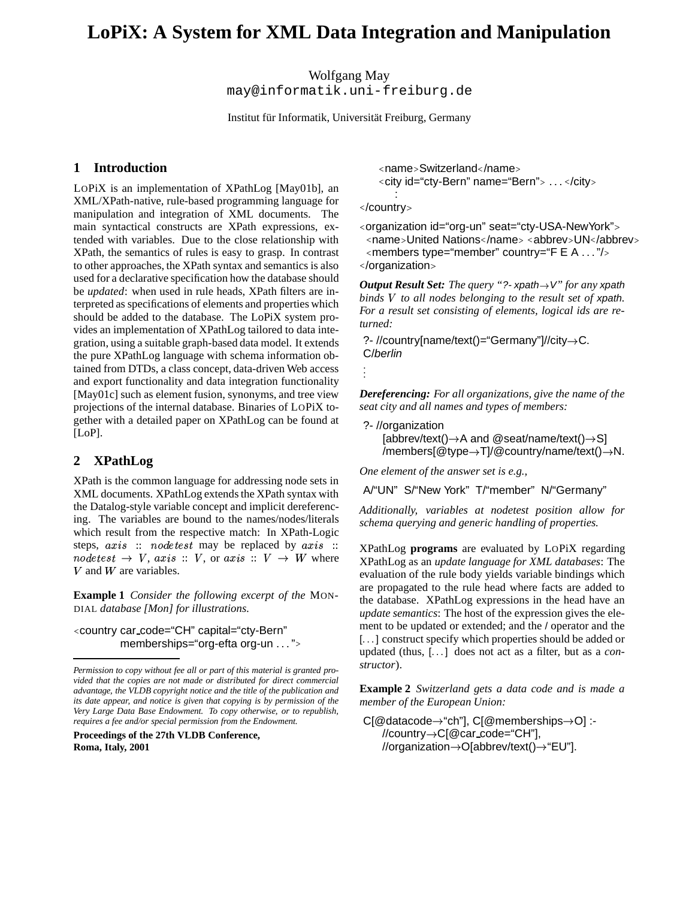# LoPiX: A System for XML Data Integration and Manipulation

Wolfgang May
may@informatik.uni-freiburg.de

Institut für Informatik, Universität Freiburg, Germany

## 1 Introduction

LoPiX is an implementation of XPathLog [May01b], an XML/XPath-native, rule-based programming language for manipulation and integration of XML documents. The main syntactical constructs are XPath expressions, extended with variables. Due to the close relationship with XPath, the semantics of rules is easy to grasp. In contrast to other approaches, the XPath syntax and semantics is also used for a declarative specification how the database should be *updated*: when used in rule heads, XPath filters are interpreted as specifications of elements and properties which should be added to the database. The LoPiX system provides an implementation of XPathLog tailored to data integration, using a suitable graph-based data model. It extends the pure XPathLog language with schema information obtained from DTDs, a class concept, data-driven Web access and export functionality and data integration functionality [May01c] such as element fusion, synonyms, and tree view projections of the internal database. Binaries of LoPiX together with a detailed paper on XPathLog can be found at [LoP].

## 2 XPathLog

XPath is the common language for addressing node sets in XML documents. XPathLog extends the XPath syntax with the Datalog-style variable concept and implicit dereferencing. The variables are bound to the names/nodes/literals which result from the respective match: In XPath-Logic steps, $axis :: nodetest$ may be replaced by $axis :: nodetest \rightarrow V$, $axis :: V$, or $axis :: V \rightarrow W$ where $V$ and $W$ are variables.

**Example 1** *Consider the following excerpt of the* Mondial *database [Mon] for illustrations.*

```
<country car_code="CH" capital="cty-Bern"
         memberships="org-efta org-un ...">
  <name>Switzerland</name>
  <city id="cty-Bern" name="Bern"> ...</city>
    :
</country>

<organization id="org-un" seat="cty-USA-NewYork">
 <name>United Nations</name> <abbrev>UN</abbrev>
 <members type="member" country="F E A ..."/>
</organization>
```

***Output Result Set:*** *The query "?- xpath→V" for any xpath binds $V$ to all nodes belonging to the result set of xpath. For a result set consisting of elements, logical ids are returned:*

```
?- //country[name/text()="Germany"]//city→C.
C/berlin
⋮
```

***Dereferencing:*** *For all organizations, give the name of the seat city and all names and types of members:*

```
?- //organization
     [abbrev/text()→A and @seat/name/text()→S]
     /members[@type→T]/@country/name/text()→N.
```

*One element of the answer set is e.g.,*

```
A/"UN"  S/"New York"  T/"member"  N/"Germany"
```

*Additionally, variables at nodetest position allow for schema querying and generic handling of properties.*

XPathLog **programs** are evaluated by LoPiX regarding XPathLog as an *update language for XML databases*: The evaluation of the rule body yields variable bindings which are propagated to the rule head where facts are added to the database. XPathLog expressions in the head have an *update semantics*: The host of the expression gives the element to be updated or extended; and the / operator and the [...] construct specify which properties should be added or updated (thus, [...] does not act as a filter, but as a *constructor*).

**Example 2** *Switzerland gets a data code and is made a member of the European Union:*

```
C[@datacode→"ch"], C[@memberships→O] :-
   //country→C[@car_code="CH"],
   //organization→O[abbrev/text()→"EU"].
```

---

*Permission to copy without fee all or part of this material is granted provided that the copies are not made or distributed for direct commercial advantage, the VLDB copyright notice and the title of the publication and its date appear, and notice is given that copying is by permission of the Very Large Data Base Endowment. To copy otherwise, or to republish, requires a fee and/or special permission from the Endowment.*

**Proceedings of the 27th VLDB Conference, Roma, Italy, 2001**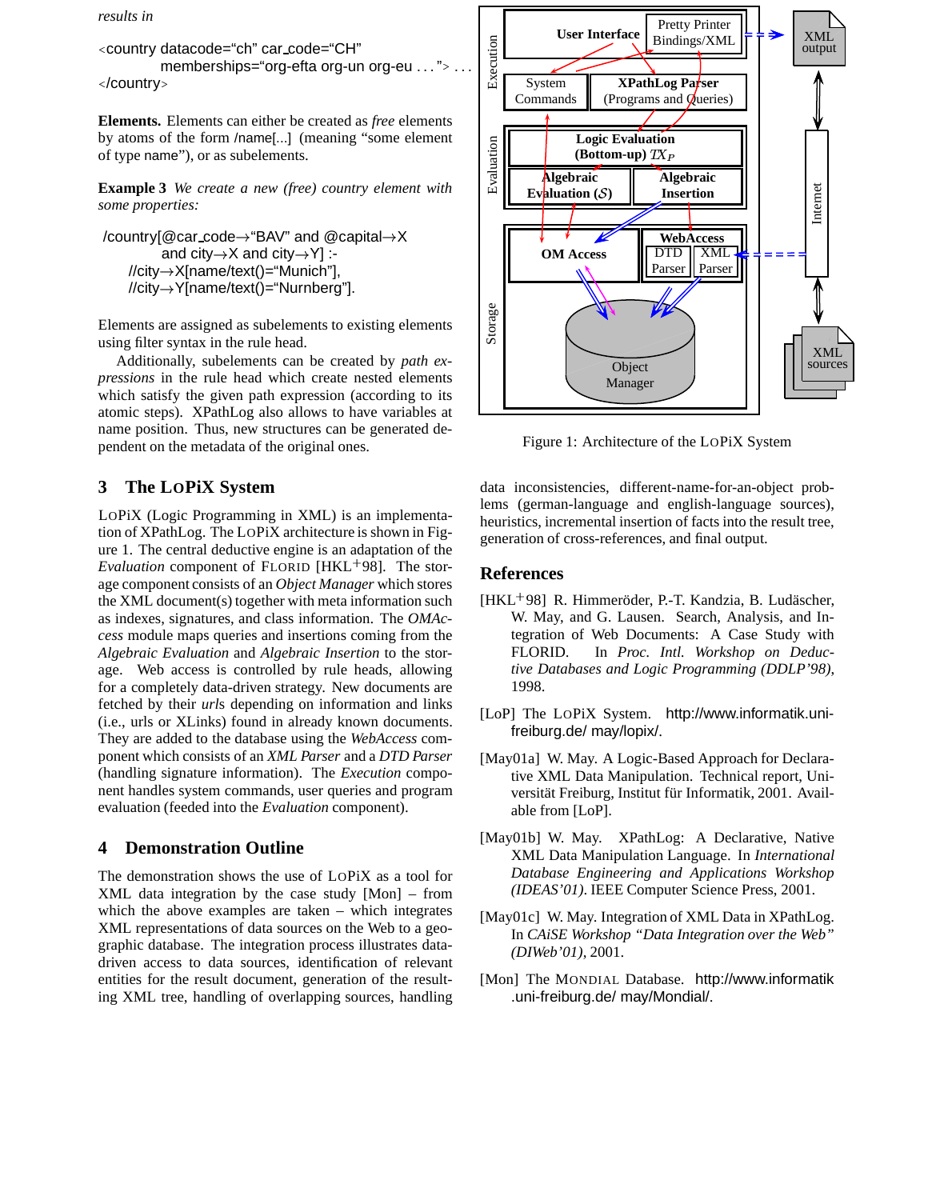*results in*

```
<country datacode="ch" car_code="CH"
        memberships="org-efta org-un org-eu . . . "> . . .
</country>
```

**Elements.** Elements can either be created as *free* elements by atoms of the form /name[...] (meaning "some element of type name"), or as subelements.

**Example 3** *We create a new (free) country element with some properties:*

```
/country[@car_code→"BAV" and @capital→X
        and city→X and city→Y] :-
    //city→X[name/text()="Munich"],
    //city→Y[name/text()="Nurnberg"].
```

Elements are assigned as subelements to existing elements using filter syntax in the rule head.

Additionally, subelements can be created by *path expressions* in the rule head which create nested elements which satisfy the given path expression (according to its atomic steps). XPathLog also allows to have variables at name position. Thus, new structures can be generated dependent on the metadata of the original ones.

## 3 The LoPiX System

LoPiX (Logic Programming in XML) is an implementation of XPathLog. The LoPiX architecture is shown in Figure 1. The central deductive engine is an adaptation of the *Evaluation* component of FLORID [HKL+98]. The storage component consists of an *Object Manager* which stores the XML document(s) together with meta information such as indexes, signatures, and class information. The *OMAccess* module maps queries and insertions coming from the *Algebraic Evaluation* and *Algebraic Insertion* to the storage. Web access is controlled by rule heads, allowing for a completely data-driven strategy. New documents are fetched by their *url*s depending on information and links (i.e., urls or XLinks) found in already known documents. They are added to the database using the *WebAccess* component which consists of an *XML Parser* and a *DTD Parser* (handling signature information). The *Execution* component handles system commands, user queries and program evaluation (feeded into the *Evaluation* component).

Execution
User Interface
Pretty Printer Bindings/XML
System Commands
XPathLog Parser (Programs and Queries)
Evaluation
Logic Evaluation (Bottom-up) $T_{XP}$
Algebraic Evaluation ($\mathcal{S}$)
Algebraic Insertion
Storage
OM Access
WebAccess
DTD Parser
XML Parser
Object Manager
XML output
Internet
XML sources

Figure 1: Architecture of the LoPiX System

## 4 Demonstration Outline

The demonstration shows the use of LoPiX as a tool for XML data integration by the case study [Mon] – from which the above examples are taken – which integrates XML representations of data sources on the Web to a geographic database. The integration process illustrates data-driven access to data sources, identification of relevant entities for the result document, generation of the resulting XML tree, handling of overlapping sources, handling data inconsistencies, different-name-for-an-object problems (german-language and english-language sources), heuristics, incremental insertion of facts into the result tree, generation of cross-references, and final output.

## References

[HKL+98] R. Himmeröder, P.-T. Kandzia, B. Ludäscher, W. May, and G. Lausen. Search, Analysis, and Integration of Web Documents: A Case Study with FLORID. In *Proc. Intl. Workshop on Deductive Databases and Logic Programming (DDLP'98)*, 1998.

[LoP] The LoPiX System. http://www.informatik.uni-freiburg.de/ may/lopix/.

[May01a] W. May. A Logic-Based Approach for Declarative XML Data Manipulation. Technical report, Universität Freiburg, Institut für Informatik, 2001. Available from [LoP].

[May01b] W. May. XPathLog: A Declarative, Native XML Data Manipulation Language. In *International Database Engineering and Applications Workshop (IDEAS'01)*. IEEE Computer Science Press, 2001.

[May01c] W. May. Integration of XML Data in XPathLog. In *CAiSE Workshop "Data Integration over the Web" (DIWeb'01)*, 2001.

[Mon] The MONDIAL Database. http://www.informatik.uni-freiburg.de/ may/Mondial/.